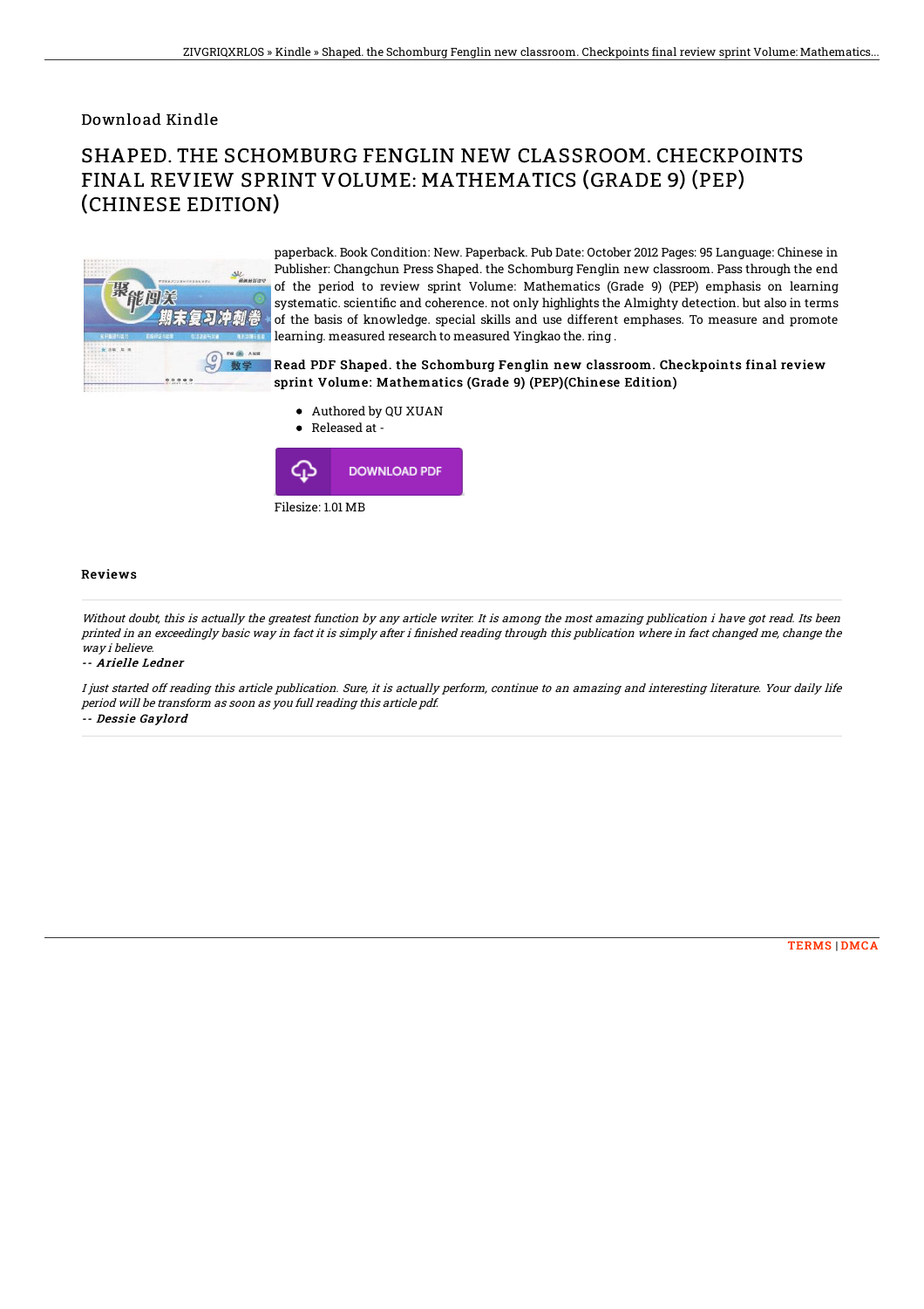Download Kindle

# SHAPED. THE SCHOMBURG FENGLIN NEW CLASSROOM. CHECKPOINTS FINAL REVIEW SPRINT VOLUME: MATHEMATICS (GRADE 9) (PEP) (CHINESE EDITION)

paperback. Book Condition: New. Paperback. Pub Date: October 2012 Pages: 95 Language: Chinese in Publisher: Changchun Press Shaped. the Schomburg Fenglin new classroom. Pass through the end of the period to review sprint Volume: Mathematics (Grade 9) (PEP) emphasis on learning systematic. scientific and coherence. not only highlights the Almighty detection. but also in terms of the basis of knowledge. special skills and use different emphases. To measure and promote learning. measured research to measured Yingkao the. ring .

### Read PDF Shaped. the Schomburg Fenglin new classroom. Checkpoints final review sprint Volume: Mathematics (Grade 9) (PEP)(Chinese Edition)

- Authored by QU XUAN
- Released at -

DOWNLOAD PDF

Filesize: 1.01 MB

## Reviews

*Without doubt, this is actually the greatest function by any article writer. It is among the most amazing publication i have got read. Its been printed in an exceedingly basic way in fact it is simply after i finished reading through this publication where in fact changed me, change the way i believe.*

*-- Arielle Ledner*

*I just started off reading this article publication. Sure, it is actually perform, continue to an amazing and interesting literature. Your daily life period will be transform as soon as you full reading this article pdf.*

*-- Dessie Gaylord*

TERMS | DMCA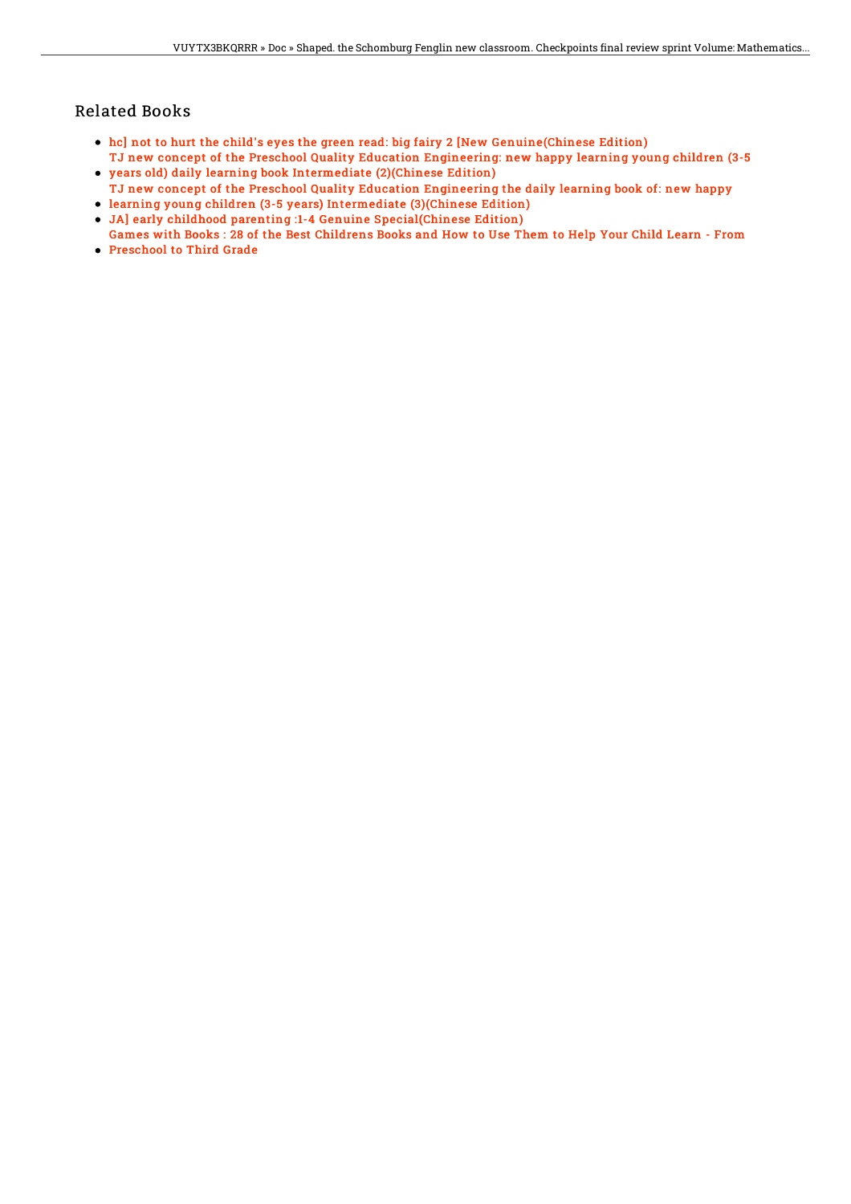## Related Books

- hc] not to hurt the child's eyes the green read: big fairy 2 [New Genuine(Chinese Edition)
- TJ new concept of the Preschool Quality Education Engineering: new happy learning young children (3-5 years old) daily learning book Intermediate (2)(Chinese Edition)
- TJ new concept of the Preschool Quality Education Engineering the daily learning book of: new happy learning young children (3-5 years) Intermediate (3)(Chinese Edition)
- JA] early childhood parenting :1-4 Genuine Special(Chinese Edition)
- Games with Books : 28 of the Best Childrens Books and How to Use Them to Help Your Child Learn - From Preschool to Third Grade